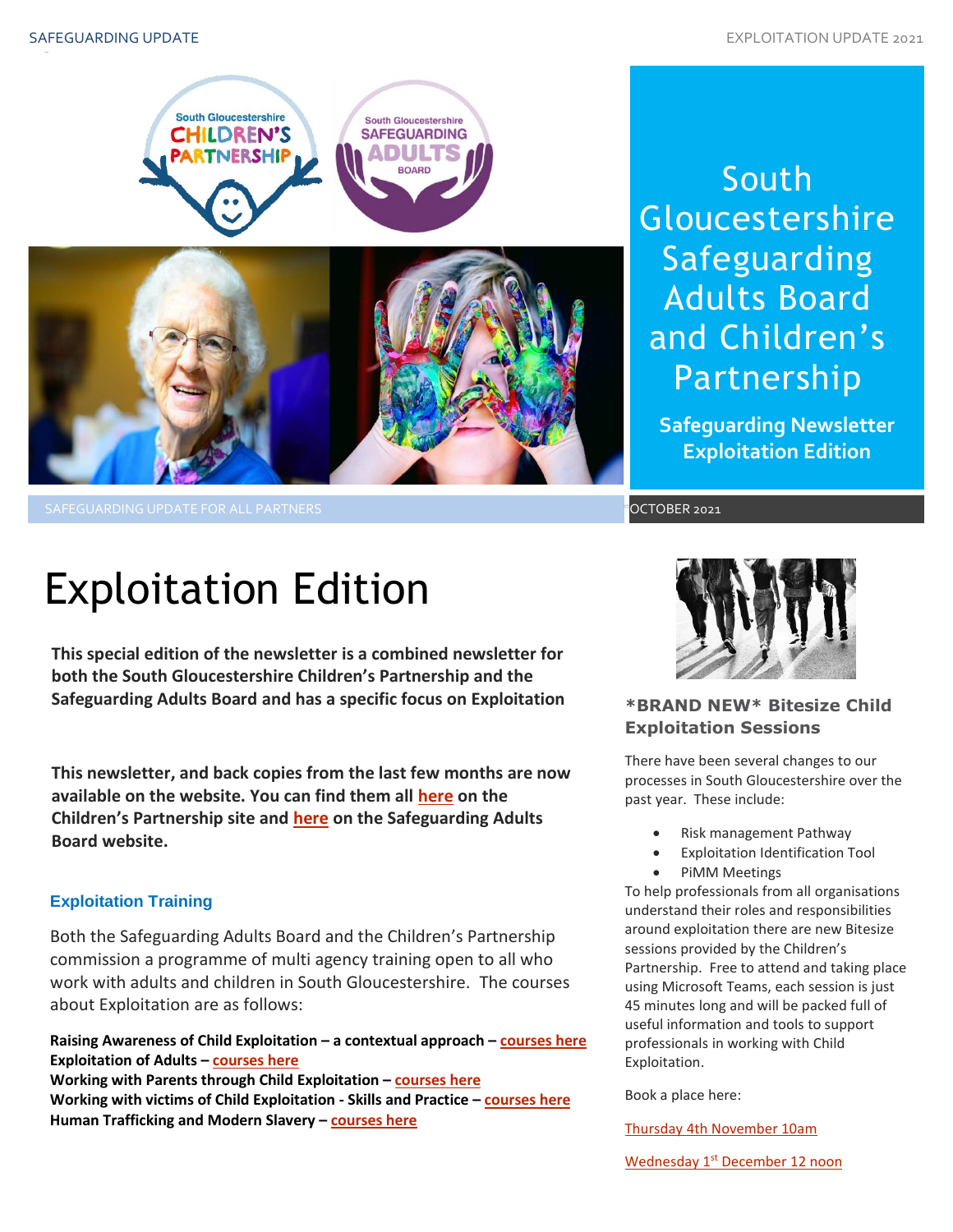# South Gloucestershire Safeguarding Adults Board and Children's Partnership

**Safeguarding Newsletter Exploitation Edition**

SAFEGUARDING UPDATE FOR ALL PARTNERS

OCTOBER 2021

# Exploitation Edition

**This special edition of the newsletter is a combined newsletter for both the South Gloucestershire Children's Partnership and the Safeguarding Adults Board and has a specific focus on Exploitation**

**This newsletter, and back copies from the last few months are now available on the website. You can find them all here on the Children's Partnership site and here on the Safeguarding Adults Board website.**

### Exploitation Training

Both the Safeguarding Adults Board and the Children's Partnership commission a programme of multi agency training open to all who work with adults and children in South Gloucestershire. The courses about Exploitation are as follows:

**Raising Awareness of Child Exploitation – a contextual approach – courses here**
**Exploitation of Adults – courses here**
**Working with Parents through Child Exploitation – courses here**
**Working with victims of Child Exploitation - Skills and Practice – courses here**
**Human Trafficking and Modern Slavery – courses here**

### \*BRAND NEW\* Bitesize Child Exploitation Sessions

There have been several changes to our processes in South Gloucestershire over the past year. These include:

- Risk management Pathway
- Exploitation Identification Tool
- PiMM Meetings

To help professionals from all organisations understand their roles and responsibilities around exploitation there are new Bitesize sessions provided by the Children's Partnership. Free to attend and taking place using Microsoft Teams, each session is just 45 minutes long and will be packed full of useful information and tools to support professionals in working with Child Exploitation.

Book a place here:

Thursday 4th November 10am

Wednesday 1st December 12 noon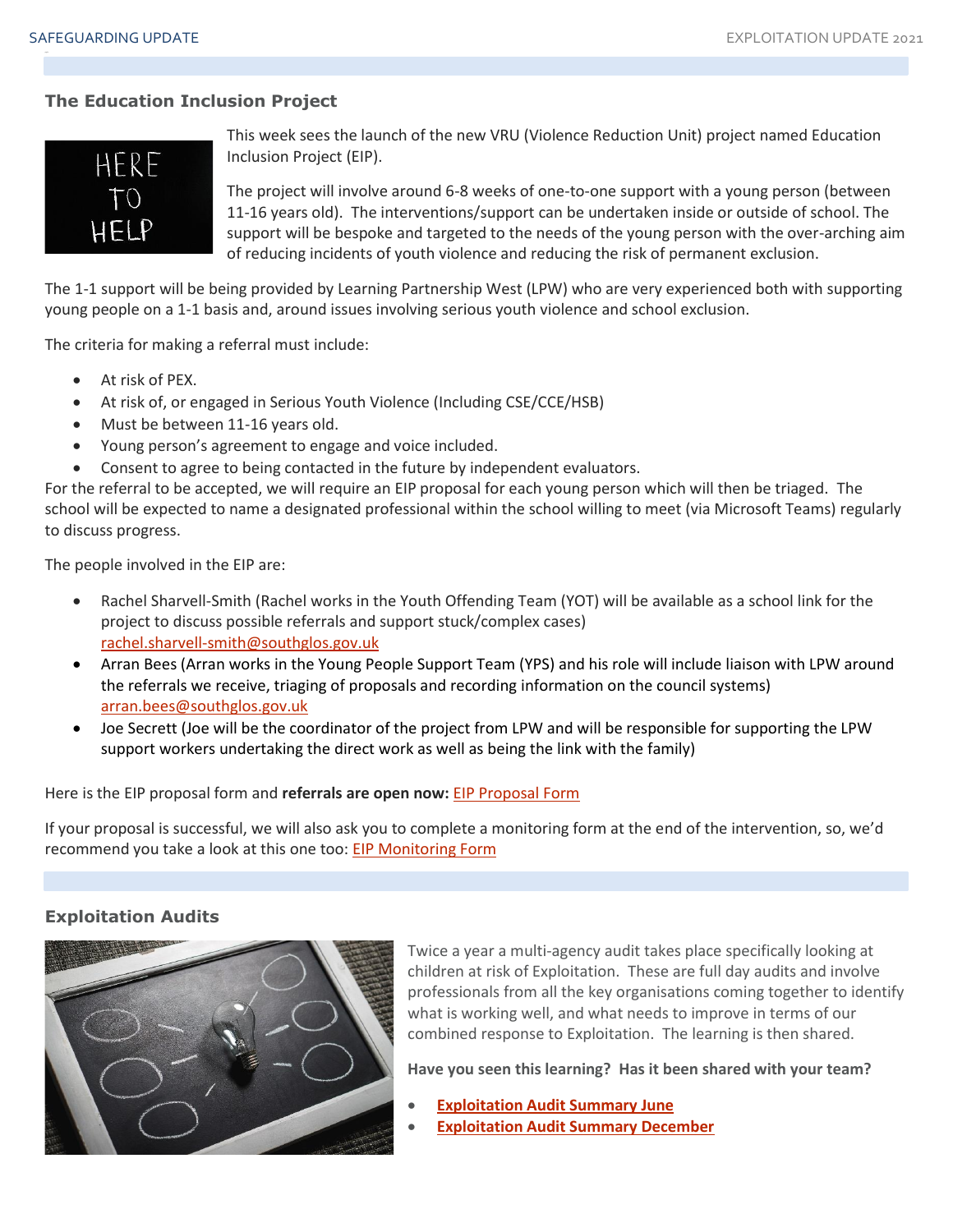## The Education Inclusion Project

This week sees the launch of the new VRU (Violence Reduction Unit) project named Education Inclusion Project (EIP).

The project will involve around 6-8 weeks of one-to-one support with a young person (between 11-16 years old). The interventions/support can be undertaken inside or outside of school. The support will be bespoke and targeted to the needs of the young person with the over-arching aim of reducing incidents of youth violence and reducing the risk of permanent exclusion.

The 1-1 support will be being provided by Learning Partnership West (LPW) who are very experienced both with supporting young people on a 1-1 basis and, around issues involving serious youth violence and school exclusion.

The criteria for making a referral must include:

- At risk of PEX.
- At risk of, or engaged in Serious Youth Violence (Including CSE/CCE/HSB)
- Must be between 11-16 years old.
- Young person's agreement to engage and voice included.
- Consent to agree to being contacted in the future by independent evaluators.

For the referral to be accepted, we will require an EIP proposal for each young person which will then be triaged. The school will be expected to name a designated professional within the school willing to meet (via Microsoft Teams) regularly to discuss progress.

The people involved in the EIP are:

- Rachel Sharvell-Smith (Rachel works in the Youth Offending Team (YOT) will be available as a school link for the project to discuss possible referrals and support stuck/complex cases) rachel.sharvell-smith@southglos.gov.uk
- Arran Bees (Arran works in the Young People Support Team (YPS) and his role will include liaison with LPW around the referrals we receive, triaging of proposals and recording information on the council systems) arran.bees@southglos.gov.uk
- Joe Secrett (Joe will be the coordinator of the project from LPW and will be responsible for supporting the LPW support workers undertaking the direct work as well as being the link with the family)

Here is the EIP proposal form and **referrals are open now:** EIP Proposal Form

If your proposal is successful, we will also ask you to complete a monitoring form at the end of the intervention, so, we'd recommend you take a look at this one too: EIP Monitoring Form

## Exploitation Audits

Twice a year a multi-agency audit takes place specifically looking at children at risk of Exploitation. These are full day audits and involve professionals from all the key organisations coming together to identify what is working well, and what needs to improve in terms of our combined response to Exploitation. The learning is then shared.

**Have you seen this learning? Has it been shared with your team?**

- **Exploitation Audit Summary June**
- **Exploitation Audit Summary December**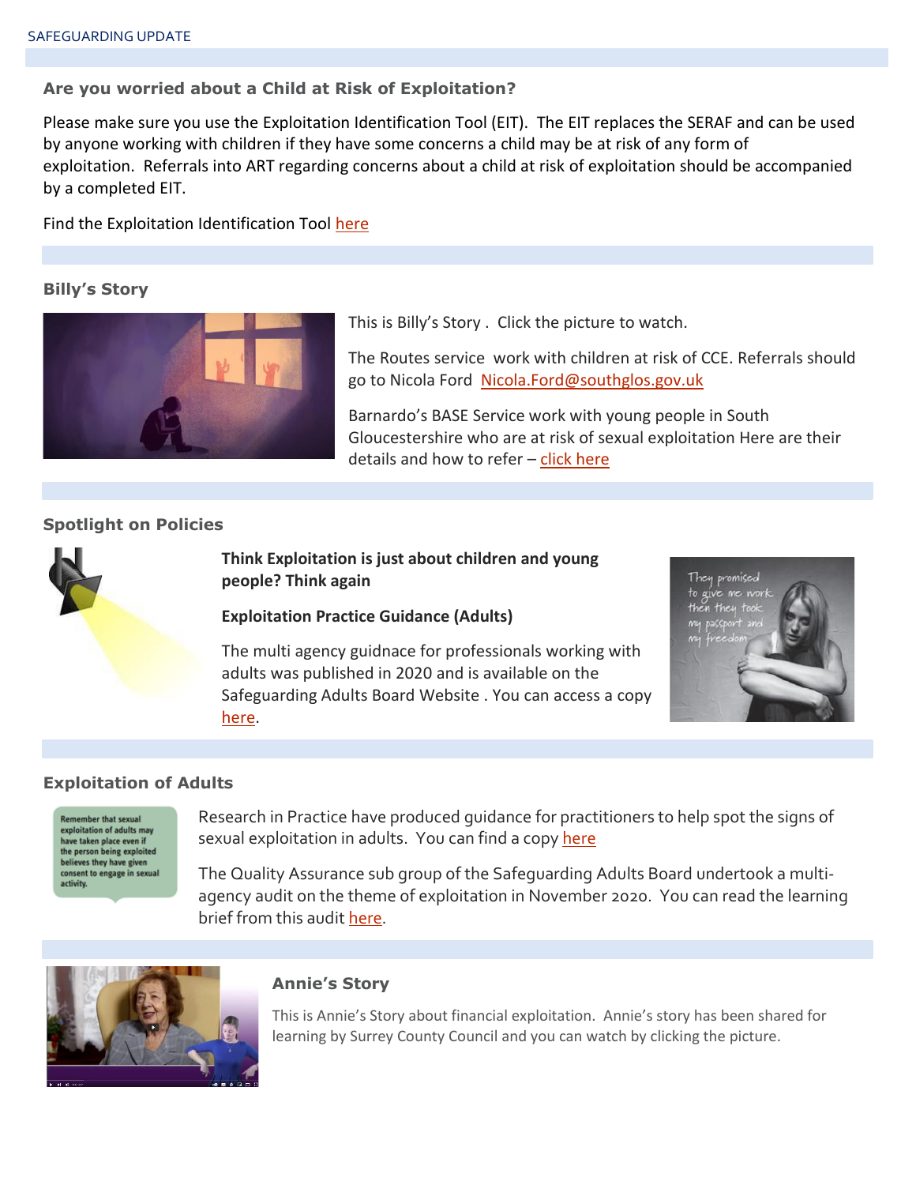## Are you worried about a Child at Risk of Exploitation?

Please make sure you use the Exploitation Identification Tool (EIT). The EIT replaces the SERAF and can be used by anyone working with children if they have some concerns a child may be at risk of any form of exploitation. Referrals into ART regarding concerns about a child at risk of exploitation should be accompanied by a completed EIT.

Find the Exploitation Identification Tool here

## Billy's Story

This is Billy's Story . Click the picture to watch.

The Routes service work with children at risk of CCE. Referrals should go to Nicola Ford Nicola.Ford@southglos.gov.uk

Barnardo's BASE Service work with young people in South Gloucestershire who are at risk of sexual exploitation Here are their details and how to refer – click here

## Spotlight on Policies

**Think Exploitation is just about children and young people? Think again**

**Exploitation Practice Guidance (Adults)**

The multi agency guidnace for professionals working with adults was published in 2020 and is available on the Safeguarding Adults Board Website . You can access a copy here.

They promised to give me work then they took my passport and my freedom

## Exploitation of Adults

Remember that sexual exploitation of adults may have taken place even if the person being exploited believes they have given consent to engage in sexual activity.

Research in Practice have produced guidance for practitioners to help spot the signs of sexual exploitation in adults. You can find a copy here

The Quality Assurance sub group of the Safeguarding Adults Board undertook a multi-agency audit on the theme of exploitation in November 2020. You can read the learning brief from this audit here.

## Annie's Story

This is Annie's Story about financial exploitation. Annie's story has been shared for learning by Surrey County Council and you can watch by clicking the picture.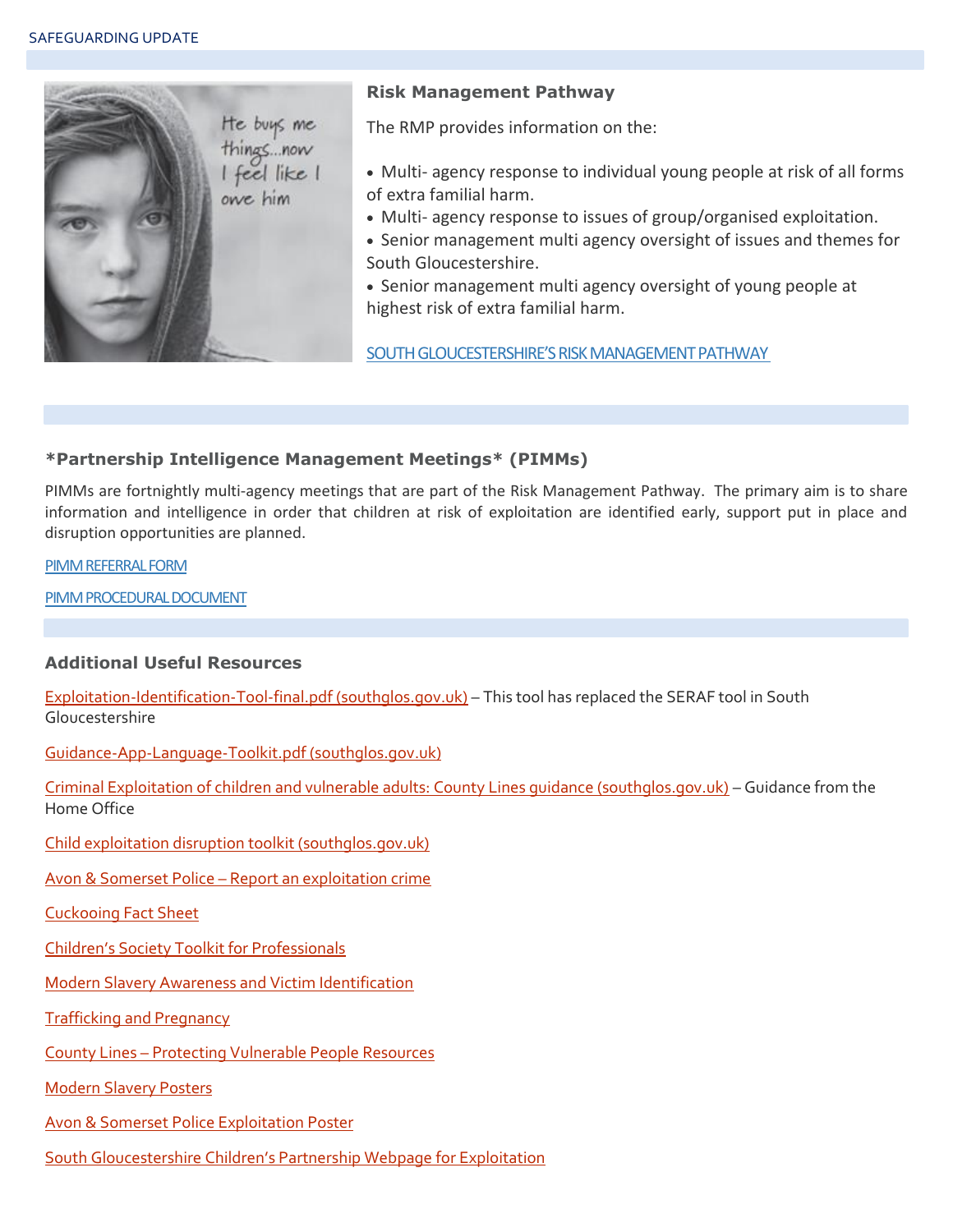## Risk Management Pathway

The RMP provides information on the:

- Multi- agency response to individual young people at risk of all forms of extra familial harm.
- Multi- agency response to issues of group/organised exploitation.
- Senior management multi agency oversight of issues and themes for South Gloucestershire.
- Senior management multi agency oversight of young people at highest risk of extra familial harm.

SOUTH GLOUCESTERSHIRE'S RISK MANAGEMENT PATHWAY

## *Partnership Intelligence Management Meetings* (PIMMs)

PIMMs are fortnightly multi-agency meetings that are part of the Risk Management Pathway. The primary aim is to share information and intelligence in order that children at risk of exploitation are identified early, support put in place and disruption opportunities are planned.

PIMM REFERRAL FORM

PIMM PROCEDURAL DOCUMENT

## Additional Useful Resources

Exploitation-Identification-Tool-final.pdf (southglos.gov.uk) – This tool has replaced the SERAF tool in South Gloucestershire

Guidance-App-Language-Toolkit.pdf (southglos.gov.uk)

Criminal Exploitation of children and vulnerable adults: County Lines guidance (southglos.gov.uk) – Guidance from the Home Office

Child exploitation disruption toolkit (southglos.gov.uk)

Avon & Somerset Police – Report an exploitation crime

Cuckooing Fact Sheet

Children's Society Toolkit for Professionals

Modern Slavery Awareness and Victim Identification

Trafficking and Pregnancy

County Lines – Protecting Vulnerable People Resources

Modern Slavery Posters

Avon & Somerset Police Exploitation Poster

South Gloucestershire Children's Partnership Webpage for Exploitation